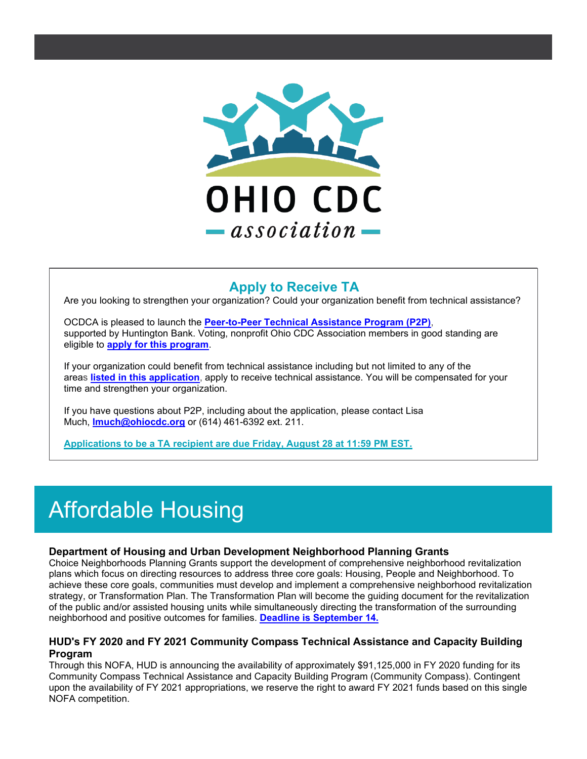OHIO CDC

association

## Apply to Receive TA

Are you looking to strengthen your organization? Could your organization benefit from technical assistance?

OCDCA is pleased to launch the **Peer-to-Peer Technical Assistance Program (P2P)**, supported by Huntington Bank. Voting, nonprofit Ohio CDC Association members in good standing are eligible to **apply for this program**.

If your organization could benefit from technical assistance including but not limited to any of the areas **listed in this application**, apply to receive technical assistance. You will be compensated for your time and strengthen your organization.

If you have questions about P2P, including about the application, please contact Lisa Much, **lmuch@ohiocdc.org** or (614) 461-6392 ext. 211.

**Applications to be a TA recipient are due Friday, August 28 at 11:59 PM EST.**

# Affordable Housing

### Department of Housing and Urban Development Neighborhood Planning Grants

Choice Neighborhoods Planning Grants support the development of comprehensive neighborhood revitalization plans which focus on directing resources to address three core goals: Housing, People and Neighborhood. To achieve these core goals, communities must develop and implement a comprehensive neighborhood revitalization strategy, or Transformation Plan. The Transformation Plan will become the guiding document for the revitalization of the public and/or assisted housing units while simultaneously directing the transformation of the surrounding neighborhood and positive outcomes for families. **Deadline is September 14.**

### HUD's FY 2020 and FY 2021 Community Compass Technical Assistance and Capacity Building Program

Through this NOFA, HUD is announcing the availability of approximately $91,125,000 in FY 2020 funding for its Community Compass Technical Assistance and Capacity Building Program (Community Compass). Contingent upon the availability of FY 2021 appropriations, we reserve the right to award FY 2021 funds based on this single NOFA competition.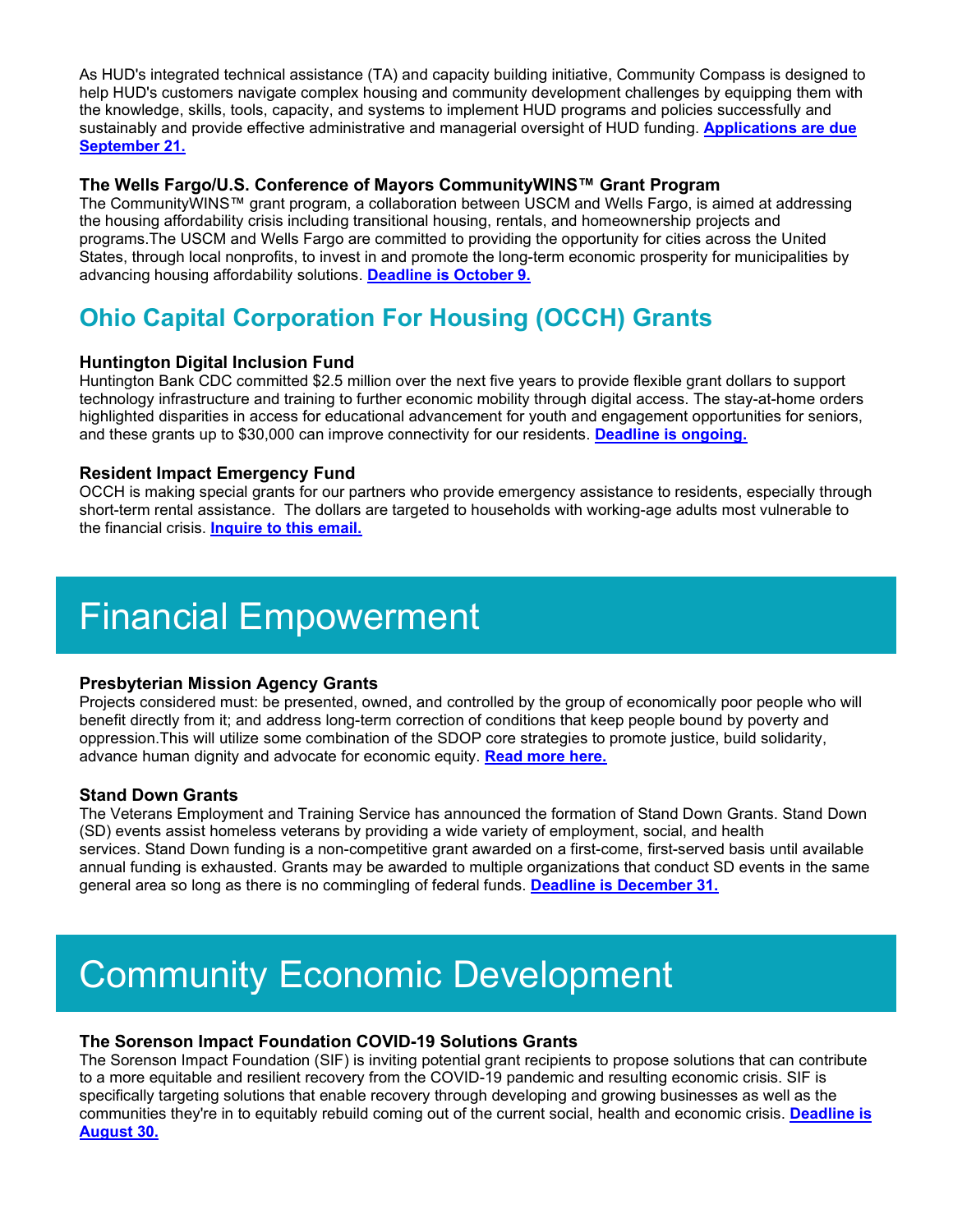As HUD's integrated technical assistance (TA) and capacity building initiative, Community Compass is designed to help HUD's customers navigate complex housing and community development challenges by equipping them with the knowledge, skills, tools, capacity, and systems to implement HUD programs and policies successfully and sustainably and provide effective administrative and managerial oversight of HUD funding. **Applications are due September 21.**

### The Wells Fargo/U.S. Conference of Mayors CommunityWINS™ Grant Program

The CommunityWINS™ grant program, a collaboration between USCM and Wells Fargo, is aimed at addressing the housing affordability crisis including transitional housing, rentals, and homeownership projects and programs.The USCM and Wells Fargo are committed to providing the opportunity for cities across the United States, through local nonprofits, to invest in and promote the long-term economic prosperity for municipalities by advancing housing affordability solutions. **Deadline is October 9.**

## Ohio Capital Corporation For Housing (OCCH) Grants

### Huntington Digital Inclusion Fund

Huntington Bank CDC committed $2.5 million over the next five years to provide flexible grant dollars to support technology infrastructure and training to further economic mobility through digital access. The stay-at-home orders highlighted disparities in access for educational advancement for youth and engagement opportunities for seniors, and these grants up to $30,000 can improve connectivity for our residents. **Deadline is ongoing.**

### Resident Impact Emergency Fund

OCCH is making special grants for our partners who provide emergency assistance to residents, especially through short-term rental assistance. The dollars are targeted to households with working-age adults most vulnerable to the financial crisis. **Inquire to this email.**

# Financial Empowerment

### Presbyterian Mission Agency Grants

Projects considered must: be presented, owned, and controlled by the group of economically poor people who will benefit directly from it; and address long-term correction of conditions that keep people bound by poverty and oppression.This will utilize some combination of the SDOP core strategies to promote justice, build solidarity, advance human dignity and advocate for economic equity. **Read more here.**

### Stand Down Grants

The Veterans Employment and Training Service has announced the formation of Stand Down Grants. Stand Down (SD) events assist homeless veterans by providing a wide variety of employment, social, and health services. Stand Down funding is a non-competitive grant awarded on a first-come, first-served basis until available annual funding is exhausted. Grants may be awarded to multiple organizations that conduct SD events in the same general area so long as there is no commingling of federal funds. **Deadline is December 31.**

# Community Economic Development

### The Sorenson Impact Foundation COVID-19 Solutions Grants

The Sorenson Impact Foundation (SIF) is inviting potential grant recipients to propose solutions that can contribute to a more equitable and resilient recovery from the COVID-19 pandemic and resulting economic crisis. SIF is specifically targeting solutions that enable recovery through developing and growing businesses as well as the communities they're in to equitably rebuild coming out of the current social, health and economic crisis. **Deadline is August 30.**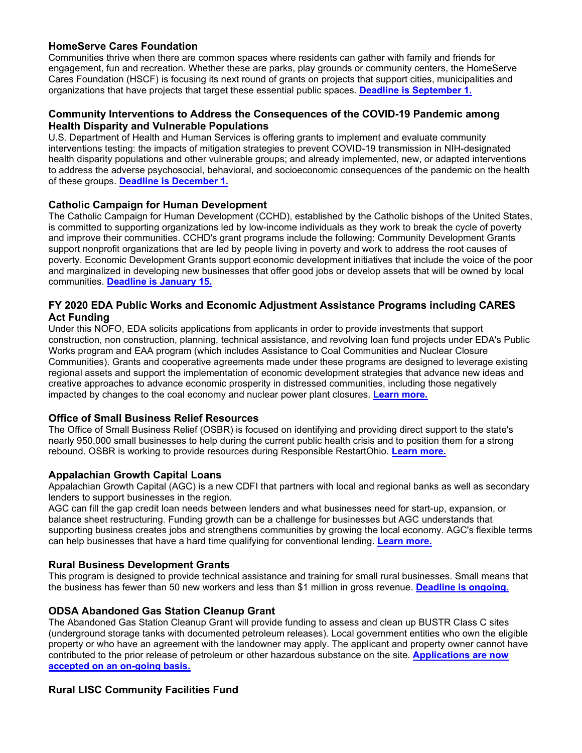### HomeServe Cares Foundation

Communities thrive when there are common spaces where residents can gather with family and friends for engagement, fun and recreation. Whether these are parks, play grounds or community centers, the HomeServe Cares Foundation (HSCF) is focusing its next round of grants on projects that support cities, municipalities and organizations that have projects that target these essential public spaces. **Deadline is September 1.**

### Community Interventions to Address the Consequences of the COVID-19 Pandemic among Health Disparity and Vulnerable Populations

U.S. Department of Health and Human Services is offering grants to implement and evaluate community interventions testing: the impacts of mitigation strategies to prevent COVID-19 transmission in NIH-designated health disparity populations and other vulnerable groups; and already implemented, new, or adapted interventions to address the adverse psychosocial, behavioral, and socioeconomic consequences of the pandemic on the health of these groups. **Deadline is December 1.**

### Catholic Campaign for Human Development

The Catholic Campaign for Human Development (CCHD), established by the Catholic bishops of the United States, is committed to supporting organizations led by low-income individuals as they work to break the cycle of poverty and improve their communities. CCHD's grant programs include the following: Community Development Grants support nonprofit organizations that are led by people living in poverty and work to address the root causes of poverty. Economic Development Grants support economic development initiatives that include the voice of the poor and marginalized in developing new businesses that offer good jobs or develop assets that will be owned by local communities. **Deadline is January 15.**

### FY 2020 EDA Public Works and Economic Adjustment Assistance Programs including CARES Act Funding

Under this NOFO, EDA solicits applications from applicants in order to provide investments that support construction, non construction, planning, technical assistance, and revolving loan fund projects under EDA's Public Works program and EAA program (which includes Assistance to Coal Communities and Nuclear Closure Communities). Grants and cooperative agreements made under these programs are designed to leverage existing regional assets and support the implementation of economic development strategies that advance new ideas and creative approaches to advance economic prosperity in distressed communities, including those negatively impacted by changes to the coal economy and nuclear power plant closures. **Learn more.**

### Office of Small Business Relief Resources

The Office of Small Business Relief (OSBR) is focused on identifying and providing direct support to the state's nearly 950,000 small businesses to help during the current public health crisis and to position them for a strong rebound. OSBR is working to provide resources during Responsible RestartOhio. **Learn more.**

### Appalachian Growth Capital Loans

Appalachian Growth Capital (AGC) is a new CDFI that partners with local and regional banks as well as secondary lenders to support businesses in the region.

AGC can fill the gap credit loan needs between lenders and what businesses need for start-up, expansion, or balance sheet restructuring. Funding growth can be a challenge for businesses but AGC understands that supporting business creates jobs and strengthens communities by growing the local economy. AGC's flexible terms can help businesses that have a hard time qualifying for conventional lending. **Learn more.**

### Rural Business Development Grants

This program is designed to provide technical assistance and training for small rural businesses. Small means that the business has fewer than 50 new workers and less than $1 million in gross revenue. **Deadline is ongoing.**

### ODSA Abandoned Gas Station Cleanup Grant

The Abandoned Gas Station Cleanup Grant will provide funding to assess and clean up BUSTR Class C sites (underground storage tanks with documented petroleum releases). Local government entities who own the eligible property or who have an agreement with the landowner may apply. The applicant and property owner cannot have contributed to the prior release of petroleum or other hazardous substance on the site. **Applications are now accepted on an on-going basis.**

### Rural LISC Community Facilities Fund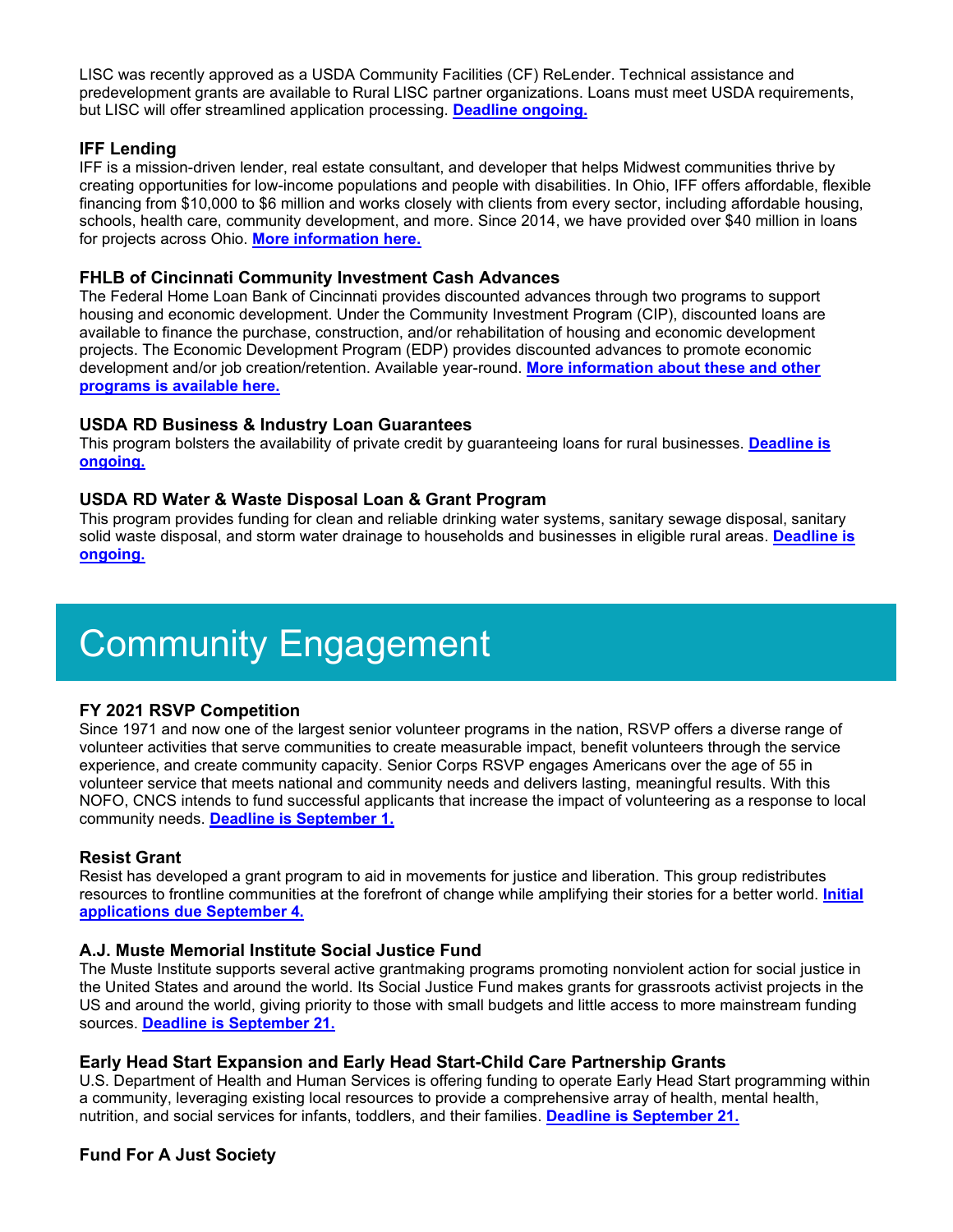LISC was recently approved as a USDA Community Facilities (CF) ReLender. Technical assistance and predevelopment grants are available to Rural LISC partner organizations. Loans must meet USDA requirements, but LISC will offer streamlined application processing. **Deadline ongoing.**

### IFF Lending

IFF is a mission-driven lender, real estate consultant, and developer that helps Midwest communities thrive by creating opportunities for low-income populations and people with disabilities. In Ohio, IFF offers affordable, flexible financing from $10,000 to $6 million and works closely with clients from every sector, including affordable housing, schools, health care, community development, and more. Since 2014, we have provided over $40 million in loans for projects across Ohio. **More information here.**

### FHLB of Cincinnati Community Investment Cash Advances

The Federal Home Loan Bank of Cincinnati provides discounted advances through two programs to support housing and economic development. Under the Community Investment Program (CIP), discounted loans are available to finance the purchase, construction, and/or rehabilitation of housing and economic development projects. The Economic Development Program (EDP) provides discounted advances to promote economic development and/or job creation/retention. Available year-round. **More information about these and other programs is available here.**

### USDA RD Business & Industry Loan Guarantees

This program bolsters the availability of private credit by guaranteeing loans for rural businesses. **Deadline is ongoing.**

### USDA RD Water & Waste Disposal Loan & Grant Program

This program provides funding for clean and reliable drinking water systems, sanitary sewage disposal, sanitary solid waste disposal, and storm water drainage to households and businesses in eligible rural areas. **Deadline is ongoing.**

# Community Engagement

### FY 2021 RSVP Competition

Since 1971 and now one of the largest senior volunteer programs in the nation, RSVP offers a diverse range of volunteer activities that serve communities to create measurable impact, benefit volunteers through the service experience, and create community capacity. Senior Corps RSVP engages Americans over the age of 55 in volunteer service that meets national and community needs and delivers lasting, meaningful results. With this NOFO, CNCS intends to fund successful applicants that increase the impact of volunteering as a response to local community needs. **Deadline is September 1.**

### Resist Grant

Resist has developed a grant program to aid in movements for justice and liberation. This group redistributes resources to frontline communities at the forefront of change while amplifying their stories for a better world. **Initial applications due September 4.**

### A.J. Muste Memorial Institute Social Justice Fund

The Muste Institute supports several active grantmaking programs promoting nonviolent action for social justice in the United States and around the world. Its Social Justice Fund makes grants for grassroots activist projects in the US and around the world, giving priority to those with small budgets and little access to more mainstream funding sources. **Deadline is September 21.**

### Early Head Start Expansion and Early Head Start-Child Care Partnership Grants

U.S. Department of Health and Human Services is offering funding to operate Early Head Start programming within a community, leveraging existing local resources to provide a comprehensive array of health, mental health, nutrition, and social services for infants, toddlers, and their families. **Deadline is September 21.**

### Fund For A Just Society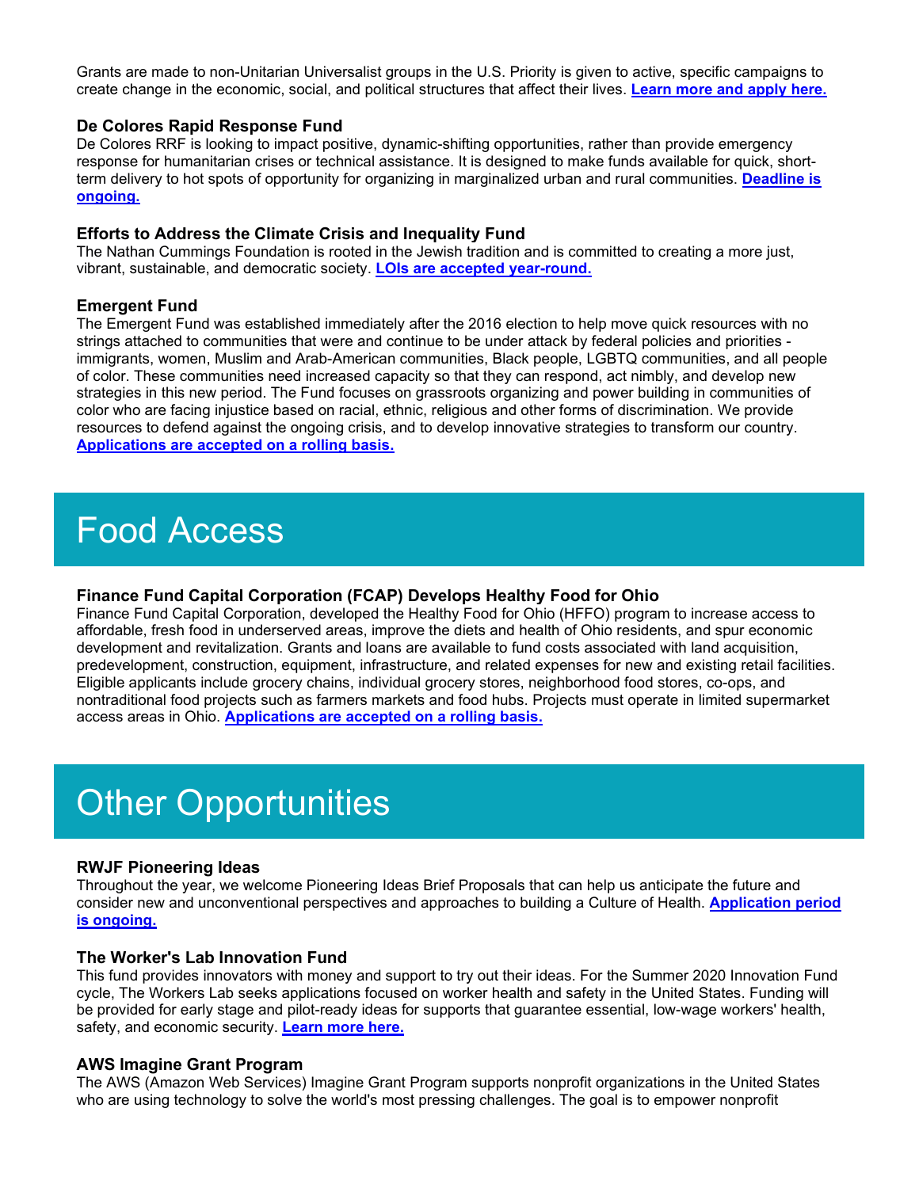Grants are made to non-Unitarian Universalist groups in the U.S. Priority is given to active, specific campaigns to create change in the economic, social, and political structures that affect their lives. **Learn more and apply here.**

### De Colores Rapid Response Fund

De Colores RRF is looking to impact positive, dynamic-shifting opportunities, rather than provide emergency response for humanitarian crises or technical assistance. It is designed to make funds available for quick, short-term delivery to hot spots of opportunity for organizing in marginalized urban and rural communities. **Deadline is ongoing.**

### Efforts to Address the Climate Crisis and Inequality Fund

The Nathan Cummings Foundation is rooted in the Jewish tradition and is committed to creating a more just, vibrant, sustainable, and democratic society. **LOIs are accepted year-round.**

### Emergent Fund

The Emergent Fund was established immediately after the 2016 election to help move quick resources with no strings attached to communities that were and continue to be under attack by federal policies and priorities - immigrants, women, Muslim and Arab-American communities, Black people, LGBTQ communities, and all people of color. These communities need increased capacity so that they can respond, act nimbly, and develop new strategies in this new period. The Fund focuses on grassroots organizing and power building in communities of color who are facing injustice based on racial, ethnic, religious and other forms of discrimination. We provide resources to defend against the ongoing crisis, and to develop innovative strategies to transform our country. **Applications are accepted on a rolling basis.**

# Food Access

### Finance Fund Capital Corporation (FCAP) Develops Healthy Food for Ohio

Finance Fund Capital Corporation, developed the Healthy Food for Ohio (HFFO) program to increase access to affordable, fresh food in underserved areas, improve the diets and health of Ohio residents, and spur economic development and revitalization. Grants and loans are available to fund costs associated with land acquisition, predevelopment, construction, equipment, infrastructure, and related expenses for new and existing retail facilities. Eligible applicants include grocery chains, individual grocery stores, neighborhood food stores, co-ops, and nontraditional food projects such as farmers markets and food hubs. Projects must operate in limited supermarket access areas in Ohio. **Applications are accepted on a rolling basis.**

# Other Opportunities

### RWJF Pioneering Ideas

Throughout the year, we welcome Pioneering Ideas Brief Proposals that can help us anticipate the future and consider new and unconventional perspectives and approaches to building a Culture of Health. **Application period is ongoing.**

### The Worker's Lab Innovation Fund

This fund provides innovators with money and support to try out their ideas. For the Summer 2020 Innovation Fund cycle, The Workers Lab seeks applications focused on worker health and safety in the United States. Funding will be provided for early stage and pilot-ready ideas for supports that guarantee essential, low-wage workers' health, safety, and economic security. **Learn more here.**

### AWS Imagine Grant Program

The AWS (Amazon Web Services) Imagine Grant Program supports nonprofit organizations in the United States who are using technology to solve the world's most pressing challenges. The goal is to empower nonprofit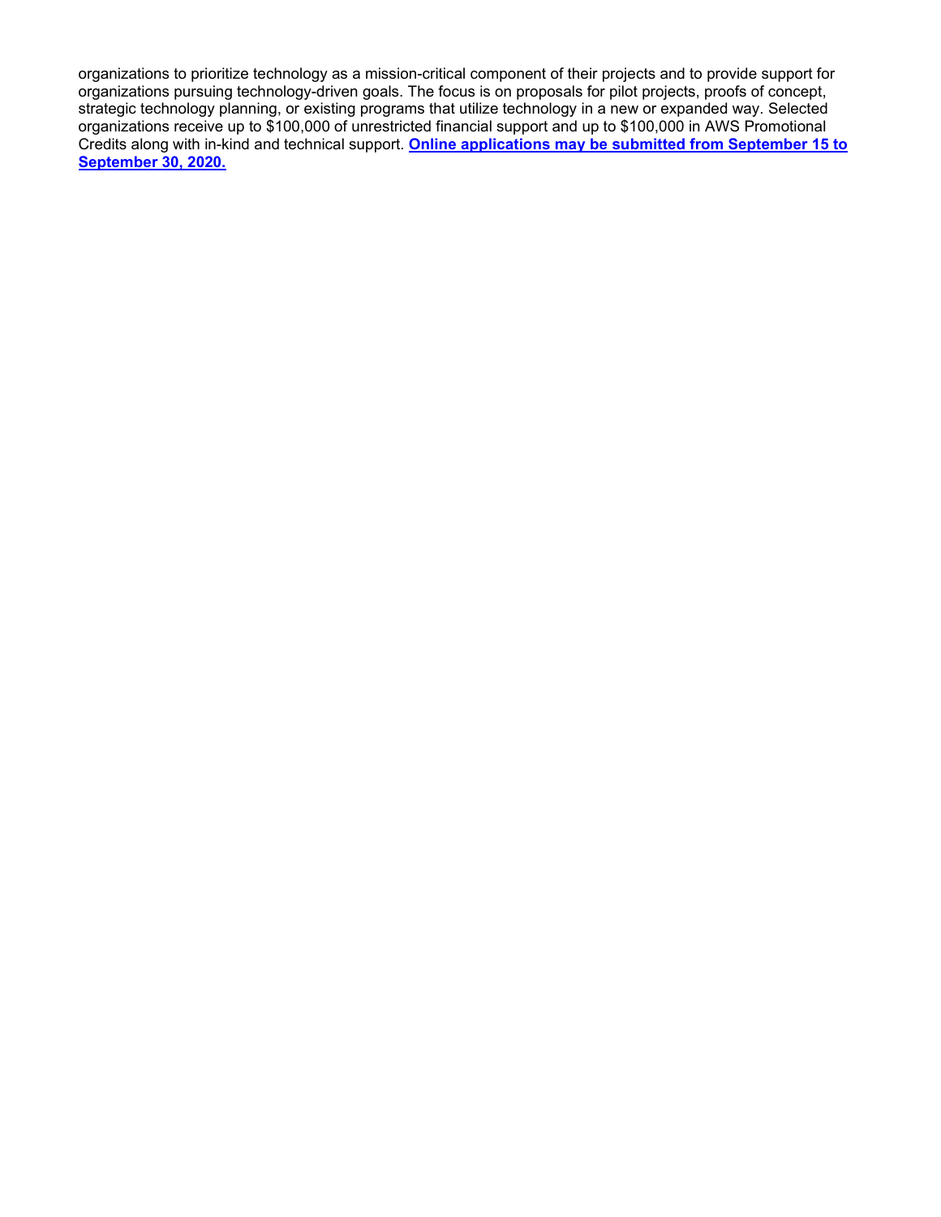organizations to prioritize technology as a mission-critical component of their projects and to provide support for organizations pursuing technology-driven goals. The focus is on proposals for pilot projects, proofs of concept, strategic technology planning, or existing programs that utilize technology in a new or expanded way. Selected organizations receive up to $100,000 of unrestricted financial support and up to $100,000 in AWS Promotional Credits along with in-kind and technical support. **Online applications may be submitted from September 15 to September 30, 2020.**